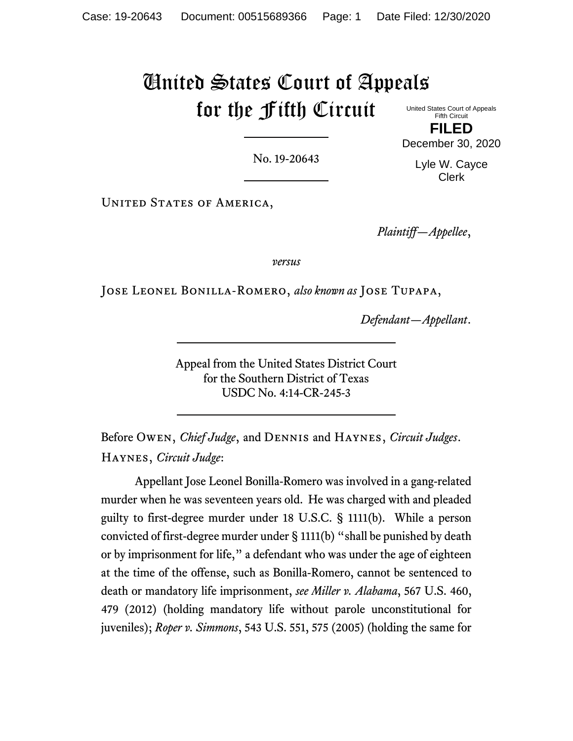# United States Court of Appeals for the Fifth Circuit

United States Court of Appeals
Fifth Circuit

**FILED**

December 30, 2020

Lyle W. Cayce
Clerk

No. 19-20643

United States of America,

*Plaintiff—Appellee*,

*versus*

Jose Leonel Bonilla-Romero, *also known as* Jose Tupapa,

*Defendant—Appellant*.

Appeal from the United States District Court
for the Southern District of Texas
USDC No. 4:14-CR-245-3

Before Owen, *Chief Judge*, and Dennis and Haynes, *Circuit Judges*.

Haynes, *Circuit Judge*:

Appellant Jose Leonel Bonilla-Romero was involved in a gang-related murder when he was seventeen years old. He was charged with and pleaded guilty to first-degree murder under 18 U.S.C. § 1111(b). While a person convicted of first-degree murder under § 1111(b) "shall be punished by death or by imprisonment for life," a defendant who was under the age of eighteen at the time of the offense, such as Bonilla-Romero, cannot be sentenced to death or mandatory life imprisonment, *see Miller v. Alabama*, 567 U.S. 460, 479 (2012) (holding mandatory life without parole unconstitutional for juveniles); *Roper v. Simmons*, 543 U.S. 551, 575 (2005) (holding the same for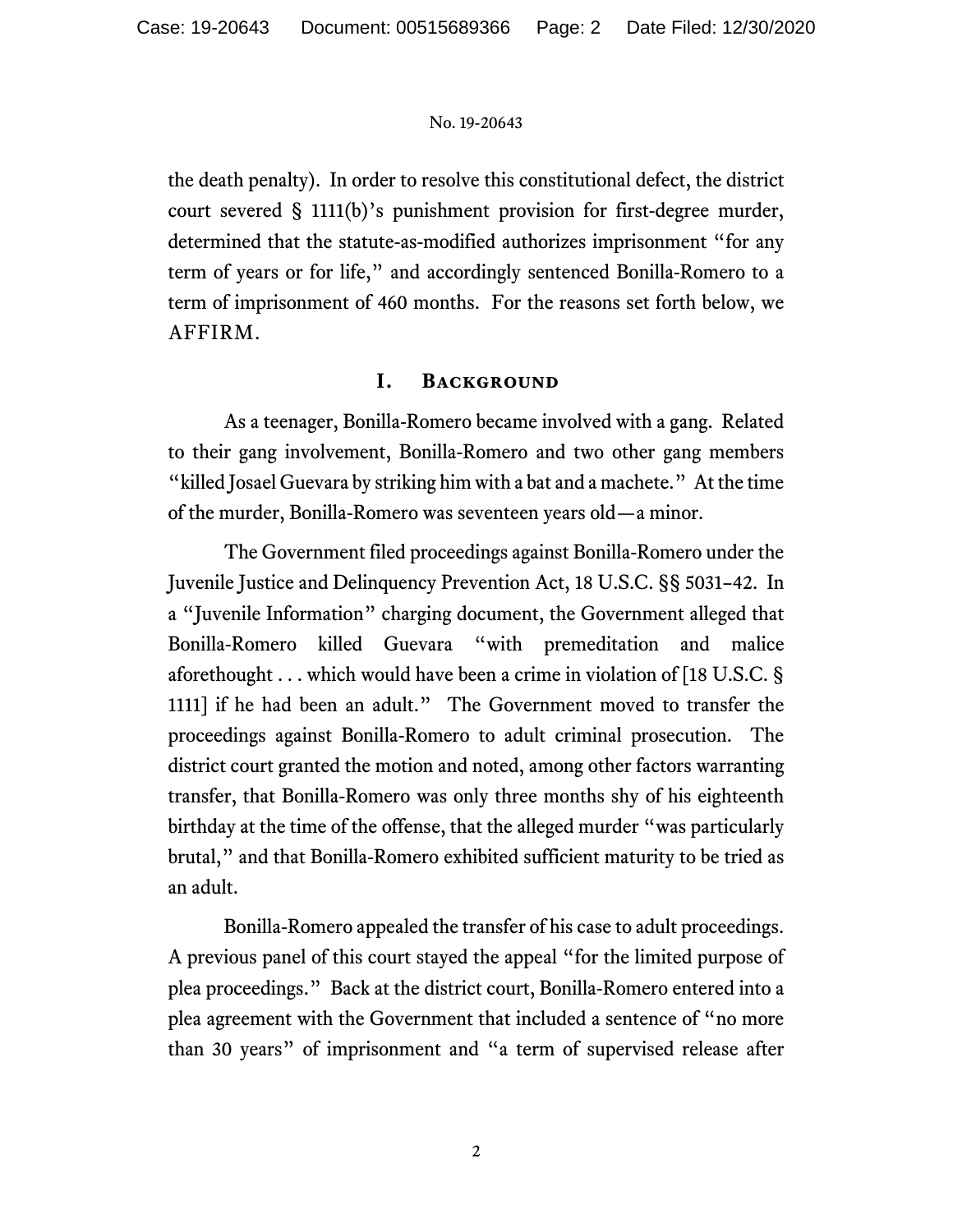the death penalty). In order to resolve this constitutional defect, the district court severed § 1111(b)'s punishment provision for first-degree murder, determined that the statute-as-modified authorizes imprisonment "for any term of years or for life," and accordingly sentenced Bonilla-Romero to a term of imprisonment of 460 months. For the reasons set forth below, we AFFIRM.

## I. Background

As a teenager, Bonilla-Romero became involved with a gang. Related to their gang involvement, Bonilla-Romero and two other gang members "killed Josael Guevara by striking him with a bat and a machete." At the time of the murder, Bonilla-Romero was seventeen years old—a minor.

The Government filed proceedings against Bonilla-Romero under the Juvenile Justice and Delinquency Prevention Act, 18 U.S.C. §§ 5031–42. In a "Juvenile Information" charging document, the Government alleged that Bonilla-Romero killed Guevara "with premeditation and malice aforethought . . . which would have been a crime in violation of [18 U.S.C. § 1111] if he had been an adult." The Government moved to transfer the proceedings against Bonilla-Romero to adult criminal prosecution. The district court granted the motion and noted, among other factors warranting transfer, that Bonilla-Romero was only three months shy of his eighteenth birthday at the time of the offense, that the alleged murder "was particularly brutal," and that Bonilla-Romero exhibited sufficient maturity to be tried as an adult.

Bonilla-Romero appealed the transfer of his case to adult proceedings. A previous panel of this court stayed the appeal "for the limited purpose of plea proceedings." Back at the district court, Bonilla-Romero entered into a plea agreement with the Government that included a sentence of "no more than 30 years" of imprisonment and "a term of supervised release after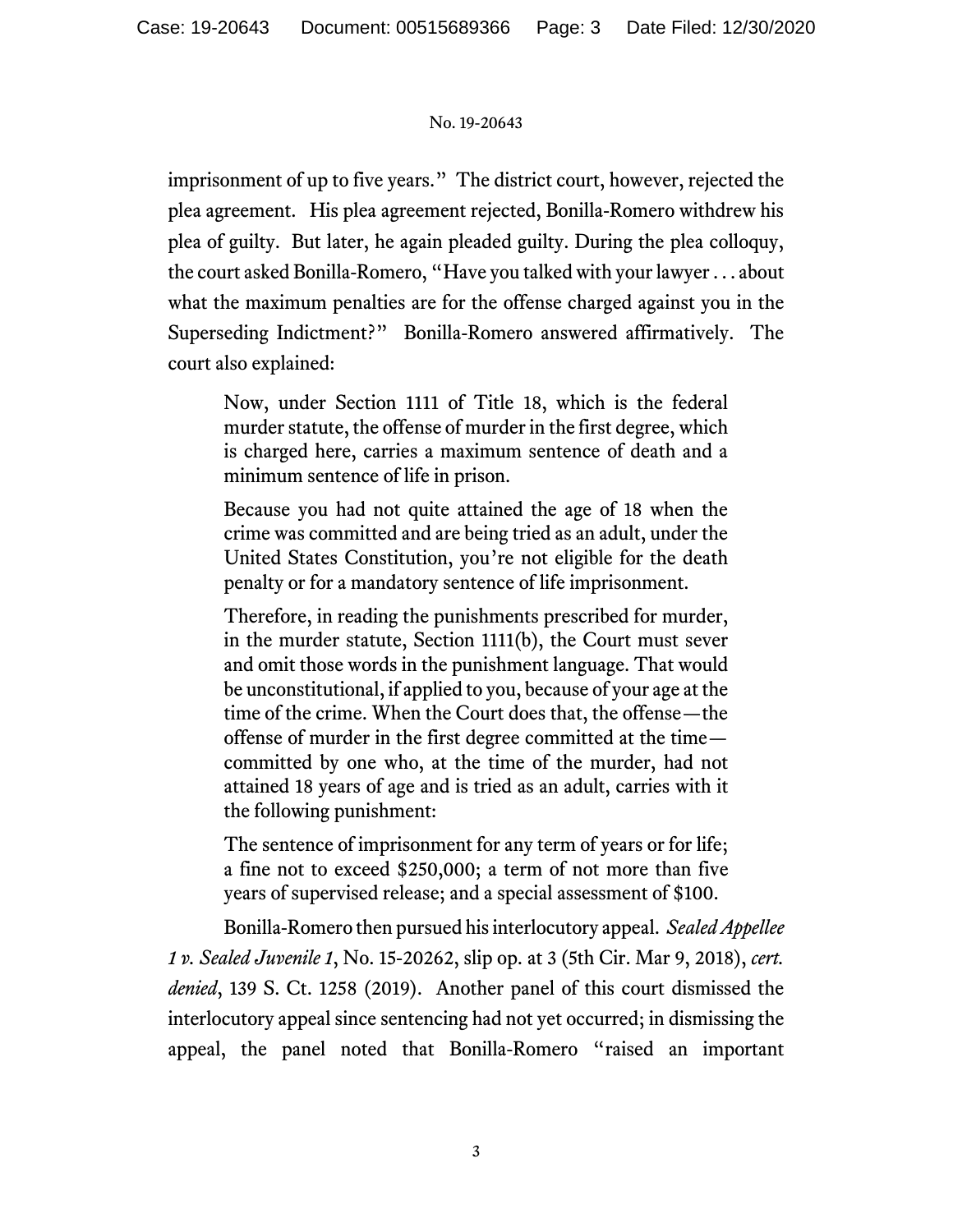imprisonment of up to five years." The district court, however, rejected the plea agreement. His plea agreement rejected, Bonilla-Romero withdrew his plea of guilty. But later, he again pleaded guilty. During the plea colloquy, the court asked Bonilla-Romero, "Have you talked with your lawyer . . . about what the maximum penalties are for the offense charged against you in the Superseding Indictment?" Bonilla-Romero answered affirmatively. The court also explained:

> Now, under Section 1111 of Title 18, which is the federal murder statute, the offense of murder in the first degree, which is charged here, carries a maximum sentence of death and a minimum sentence of life in prison.
>
> Because you had not quite attained the age of 18 when the crime was committed and are being tried as an adult, under the United States Constitution, you're not eligible for the death penalty or for a mandatory sentence of life imprisonment.
>
> Therefore, in reading the punishments prescribed for murder, in the murder statute, Section 1111(b), the Court must sever and omit those words in the punishment language. That would be unconstitutional, if applied to you, because of your age at the time of the crime. When the Court does that, the offense—the offense of murder in the first degree committed at the time—committed by one who, at the time of the murder, had not attained 18 years of age and is tried as an adult, carries with it the following punishment:
>
> The sentence of imprisonment for any term of years or for life; a fine not to exceed $250,000; a term of not more than five years of supervised release; and a special assessment of $100.

Bonilla-Romero then pursued his interlocutory appeal. *Sealed Appellee 1 v. Sealed Juvenile 1*, No. 15-20262, slip op. at 3 (5th Cir. Mar 9, 2018), *cert. denied*, 139 S. Ct. 1258 (2019). Another panel of this court dismissed the interlocutory appeal since sentencing had not yet occurred; in dismissing the appeal, the panel noted that Bonilla-Romero "raised an important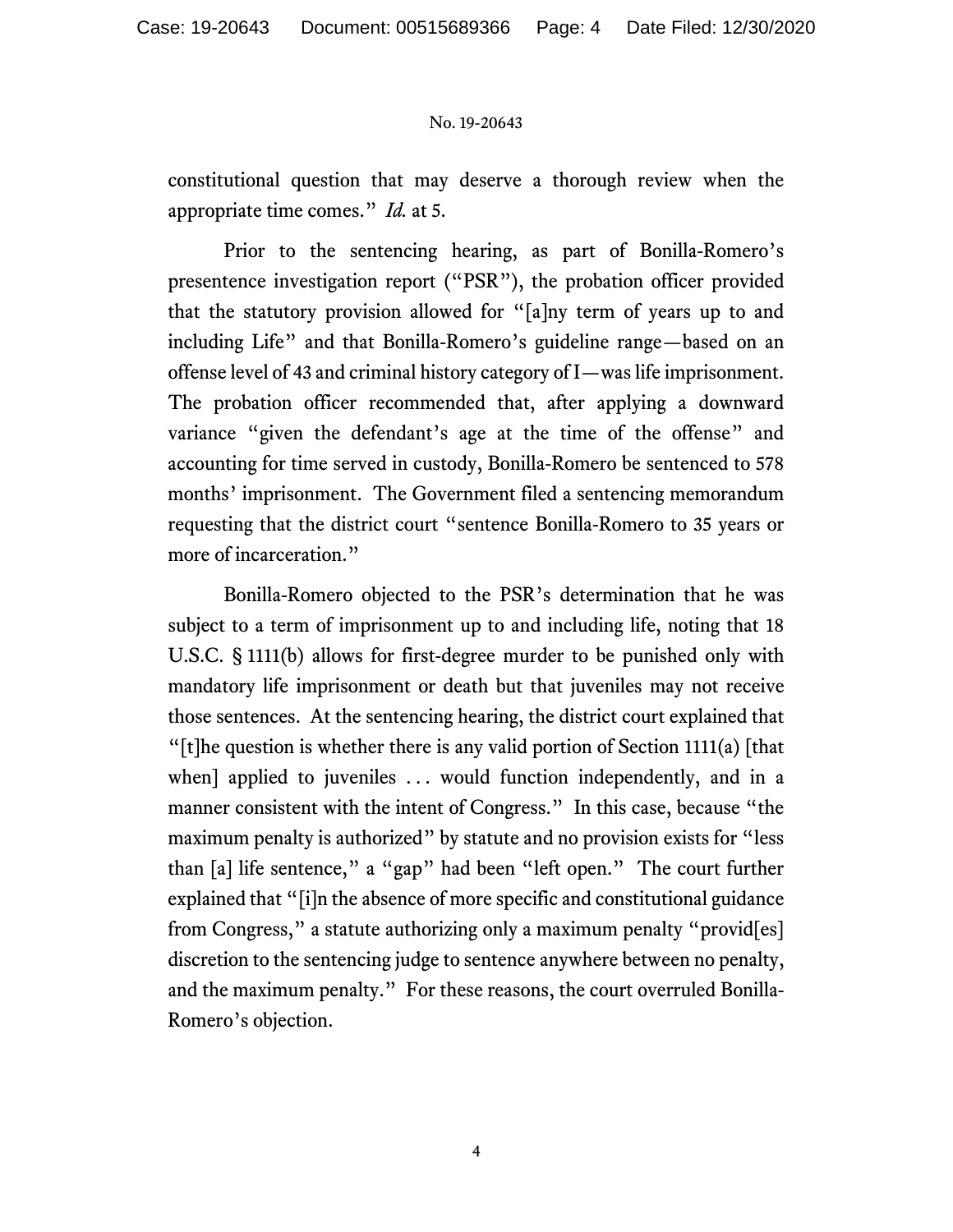constitutional question that may deserve a thorough review when the appropriate time comes." *Id.* at 5.

Prior to the sentencing hearing, as part of Bonilla-Romero's presentence investigation report ("PSR"), the probation officer provided that the statutory provision allowed for "[a]ny term of years up to and including Life" and that Bonilla-Romero's guideline range—based on an offense level of 43 and criminal history category of I—was life imprisonment. The probation officer recommended that, after applying a downward variance "given the defendant's age at the time of the offense" and accounting for time served in custody, Bonilla-Romero be sentenced to 578 months' imprisonment. The Government filed a sentencing memorandum requesting that the district court "sentence Bonilla-Romero to 35 years or more of incarceration."

Bonilla-Romero objected to the PSR's determination that he was subject to a term of imprisonment up to and including life, noting that 18 U.S.C. § 1111(b) allows for first-degree murder to be punished only with mandatory life imprisonment or death but that juveniles may not receive those sentences. At the sentencing hearing, the district court explained that "[t]he question is whether there is any valid portion of Section 1111(a) [that when] applied to juveniles . . . would function independently, and in a manner consistent with the intent of Congress." In this case, because "the maximum penalty is authorized" by statute and no provision exists for "less than [a] life sentence," a "gap" had been "left open." The court further explained that "[i]n the absence of more specific and constitutional guidance from Congress," a statute authorizing only a maximum penalty "provid[es] discretion to the sentencing judge to sentence anywhere between no penalty, and the maximum penalty." For these reasons, the court overruled Bonilla-Romero's objection.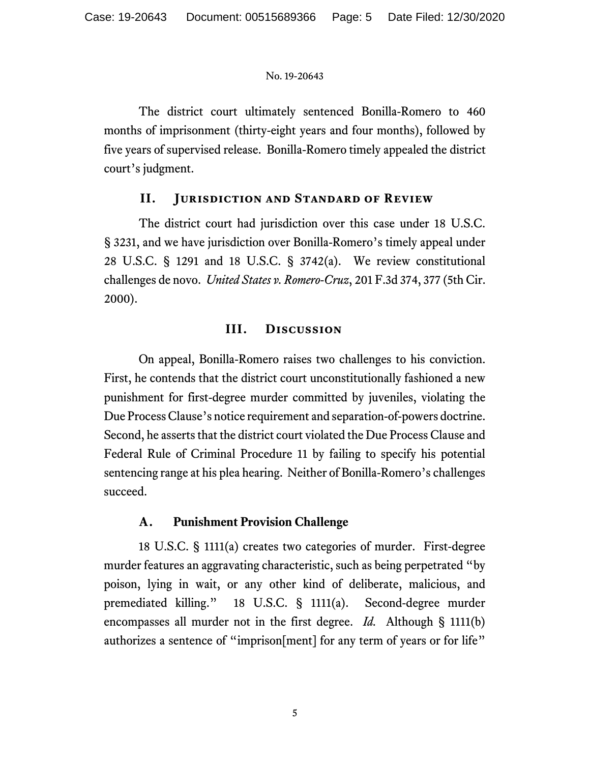The district court ultimately sentenced Bonilla-Romero to 460 months of imprisonment (thirty-eight years and four months), followed by five years of supervised release. Bonilla-Romero timely appealed the district court's judgment.

## II. Jurisdiction and Standard of Review

The district court had jurisdiction over this case under 18 U.S.C. § 3231, and we have jurisdiction over Bonilla-Romero's timely appeal under 28 U.S.C. § 1291 and 18 U.S.C. § 3742(a). We review constitutional challenges de novo. *United States v. Romero-Cruz*, 201 F.3d 374, 377 (5th Cir. 2000).

## III. Discussion

On appeal, Bonilla-Romero raises two challenges to his conviction. First, he contends that the district court unconstitutionally fashioned a new punishment for first-degree murder committed by juveniles, violating the Due Process Clause's notice requirement and separation-of-powers doctrine. Second, he asserts that the district court violated the Due Process Clause and Federal Rule of Criminal Procedure 11 by failing to specify his potential sentencing range at his plea hearing. Neither of Bonilla-Romero's challenges succeed.

### A. Punishment Provision Challenge

18 U.S.C. § 1111(a) creates two categories of murder. First-degree murder features an aggravating characteristic, such as being perpetrated "by poison, lying in wait, or any other kind of deliberate, malicious, and premediated killing." 18 U.S.C. § 1111(a). Second-degree murder encompasses all murder not in the first degree. *Id.* Although § 1111(b) authorizes a sentence of "imprison[ment] for any term of years or for life"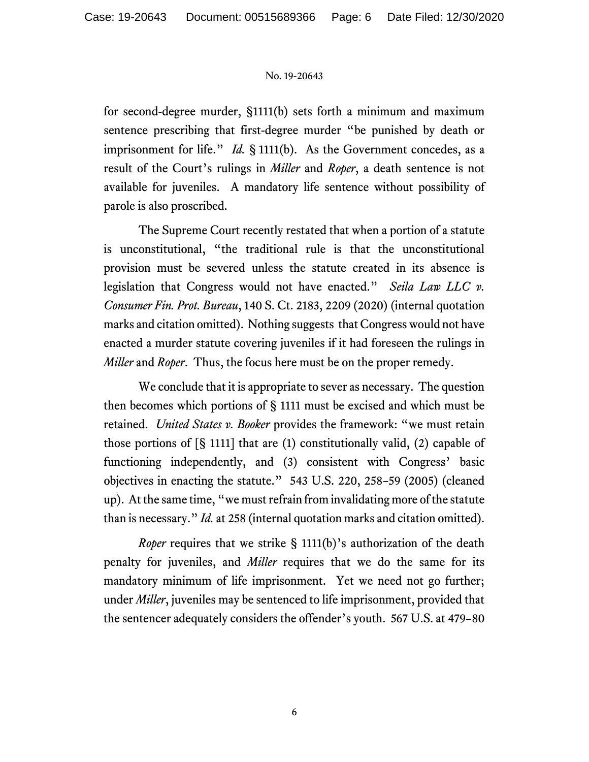for second-degree murder, §1111(b) sets forth a minimum and maximum sentence prescribing that first-degree murder "be punished by death or imprisonment for life." *Id.* § 1111(b). As the Government concedes, as a result of the Court's rulings in *Miller* and *Roper*, a death sentence is not available for juveniles. A mandatory life sentence without possibility of parole is also proscribed.

The Supreme Court recently restated that when a portion of a statute is unconstitutional, "the traditional rule is that the unconstitutional provision must be severed unless the statute created in its absence is legislation that Congress would not have enacted." *Seila Law LLC v. Consumer Fin. Prot. Bureau*, 140 S. Ct. 2183, 2209 (2020) (internal quotation marks and citation omitted). Nothing suggests that Congress would not have enacted a murder statute covering juveniles if it had foreseen the rulings in *Miller* and *Roper*. Thus, the focus here must be on the proper remedy.

We conclude that it is appropriate to sever as necessary. The question then becomes which portions of § 1111 must be excised and which must be retained. *United States v. Booker* provides the framework: "we must retain those portions of [§ 1111] that are (1) constitutionally valid, (2) capable of functioning independently, and (3) consistent with Congress' basic objectives in enacting the statute." 543 U.S. 220, 258–59 (2005) (cleaned up). At the same time, "we must refrain from invalidating more of the statute than is necessary." *Id.* at 258 (internal quotation marks and citation omitted).

*Roper* requires that we strike § 1111(b)'s authorization of the death penalty for juveniles, and *Miller* requires that we do the same for its mandatory minimum of life imprisonment. Yet we need not go further; under *Miller*, juveniles may be sentenced to life imprisonment, provided that the sentencer adequately considers the offender's youth. 567 U.S. at 479–80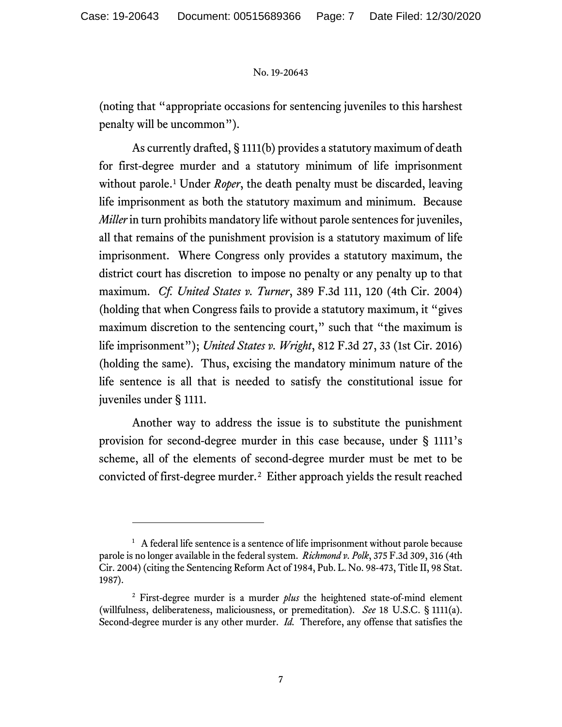(noting that "appropriate occasions for sentencing juveniles to this harshest penalty will be uncommon").

As currently drafted, § 1111(b) provides a statutory maximum of death for first-degree murder and a statutory minimum of life imprisonment without parole.[1] Under *Roper*, the death penalty must be discarded, leaving life imprisonment as both the statutory maximum and minimum. Because *Miller* in turn prohibits mandatory life without parole sentences for juveniles, all that remains of the punishment provision is a statutory maximum of life imprisonment. Where Congress only provides a statutory maximum, the district court has discretion to impose no penalty or any penalty up to that maximum. *Cf. United States v. Turner*, 389 F.3d 111, 120 (4th Cir. 2004) (holding that when Congress fails to provide a statutory maximum, it "gives maximum discretion to the sentencing court," such that "the maximum is life imprisonment"); *United States v. Wright*, 812 F.3d 27, 33 (1st Cir. 2016) (holding the same). Thus, excising the mandatory minimum nature of the life sentence is all that is needed to satisfy the constitutional issue for juveniles under § 1111.

Another way to address the issue is to substitute the punishment provision for second-degree murder in this case because, under § 1111's scheme, all of the elements of second-degree murder must be met to be convicted of first-degree murder.[2] Either approach yields the result reached

---

[1] A federal life sentence is a sentence of life imprisonment without parole because parole is no longer available in the federal system. *Richmond v. Polk*, 375 F.3d 309, 316 (4th Cir. 2004) (citing the Sentencing Reform Act of 1984, Pub. L. No. 98-473, Title II, 98 Stat. 1987).

[2] First-degree murder is a murder *plus* the heightened state-of-mind element (willfulness, deliberateness, maliciousness, or premeditation). *See* 18 U.S.C. § 1111(a). Second-degree murder is any other murder. *Id.* Therefore, any offense that satisfies the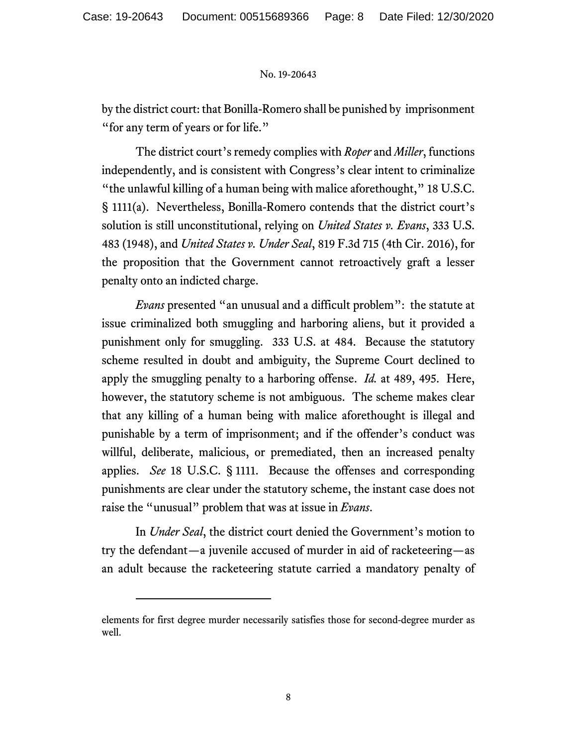by the district court: that Bonilla-Romero shall be punished by imprisonment "for any term of years or for life."

The district court's remedy complies with *Roper* and *Miller*, functions independently, and is consistent with Congress's clear intent to criminalize "the unlawful killing of a human being with malice aforethought," 18 U.S.C. § 1111(a). Nevertheless, Bonilla-Romero contends that the district court's solution is still unconstitutional, relying on *United States v. Evans*, 333 U.S. 483 (1948), and *United States v. Under Seal*, 819 F.3d 715 (4th Cir. 2016), for the proposition that the Government cannot retroactively graft a lesser penalty onto an indicted charge.

*Evans* presented "an unusual and a difficult problem": the statute at issue criminalized both smuggling and harboring aliens, but it provided a punishment only for smuggling. 333 U.S. at 484. Because the statutory scheme resulted in doubt and ambiguity, the Supreme Court declined to apply the smuggling penalty to a harboring offense. *Id.* at 489, 495. Here, however, the statutory scheme is not ambiguous. The scheme makes clear that any killing of a human being with malice aforethought is illegal and punishable by a term of imprisonment; and if the offender's conduct was willful, deliberate, malicious, or premediated, then an increased penalty applies. *See* 18 U.S.C. § 1111. Because the offenses and corresponding punishments are clear under the statutory scheme, the instant case does not raise the "unusual" problem that was at issue in *Evans*.

In *Under Seal*, the district court denied the Government's motion to try the defendant—a juvenile accused of murder in aid of racketeering—as an adult because the racketeering statute carried a mandatory penalty of

---

elements for first degree murder necessarily satisfies those for second-degree murder as well.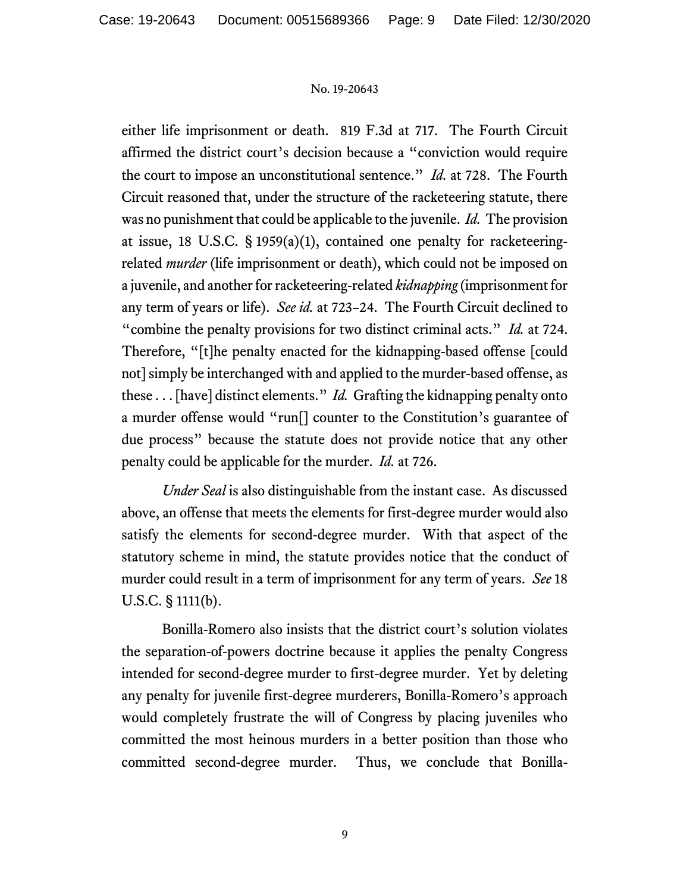either life imprisonment or death. 819 F.3d at 717. The Fourth Circuit affirmed the district court's decision because a "conviction would require the court to impose an unconstitutional sentence." *Id.* at 728. The Fourth Circuit reasoned that, under the structure of the racketeering statute, there was no punishment that could be applicable to the juvenile. *Id.* The provision at issue, 18 U.S.C. § 1959(a)(1), contained one penalty for racketeering-related *murder* (life imprisonment or death), which could not be imposed on a juvenile, and another for racketeering-related *kidnapping* (imprisonment for any term of years or life). *See id.* at 723–24. The Fourth Circuit declined to "combine the penalty provisions for two distinct criminal acts." *Id.* at 724. Therefore, "[t]he penalty enacted for the kidnapping-based offense [could not] simply be interchanged with and applied to the murder-based offense, as these . . . [have] distinct elements." *Id.* Grafting the kidnapping penalty onto a murder offense would "run[] counter to the Constitution's guarantee of due process" because the statute does not provide notice that any other penalty could be applicable for the murder. *Id.* at 726.

*Under Seal* is also distinguishable from the instant case. As discussed above, an offense that meets the elements for first-degree murder would also satisfy the elements for second-degree murder. With that aspect of the statutory scheme in mind, the statute provides notice that the conduct of murder could result in a term of imprisonment for any term of years. *See* 18 U.S.C. § 1111(b).

Bonilla-Romero also insists that the district court's solution violates the separation-of-powers doctrine because it applies the penalty Congress intended for second-degree murder to first-degree murder. Yet by deleting any penalty for juvenile first-degree murderers, Bonilla-Romero's approach would completely frustrate the will of Congress by placing juveniles who committed the most heinous murders in a better position than those who committed second-degree murder. Thus, we conclude that Bonilla-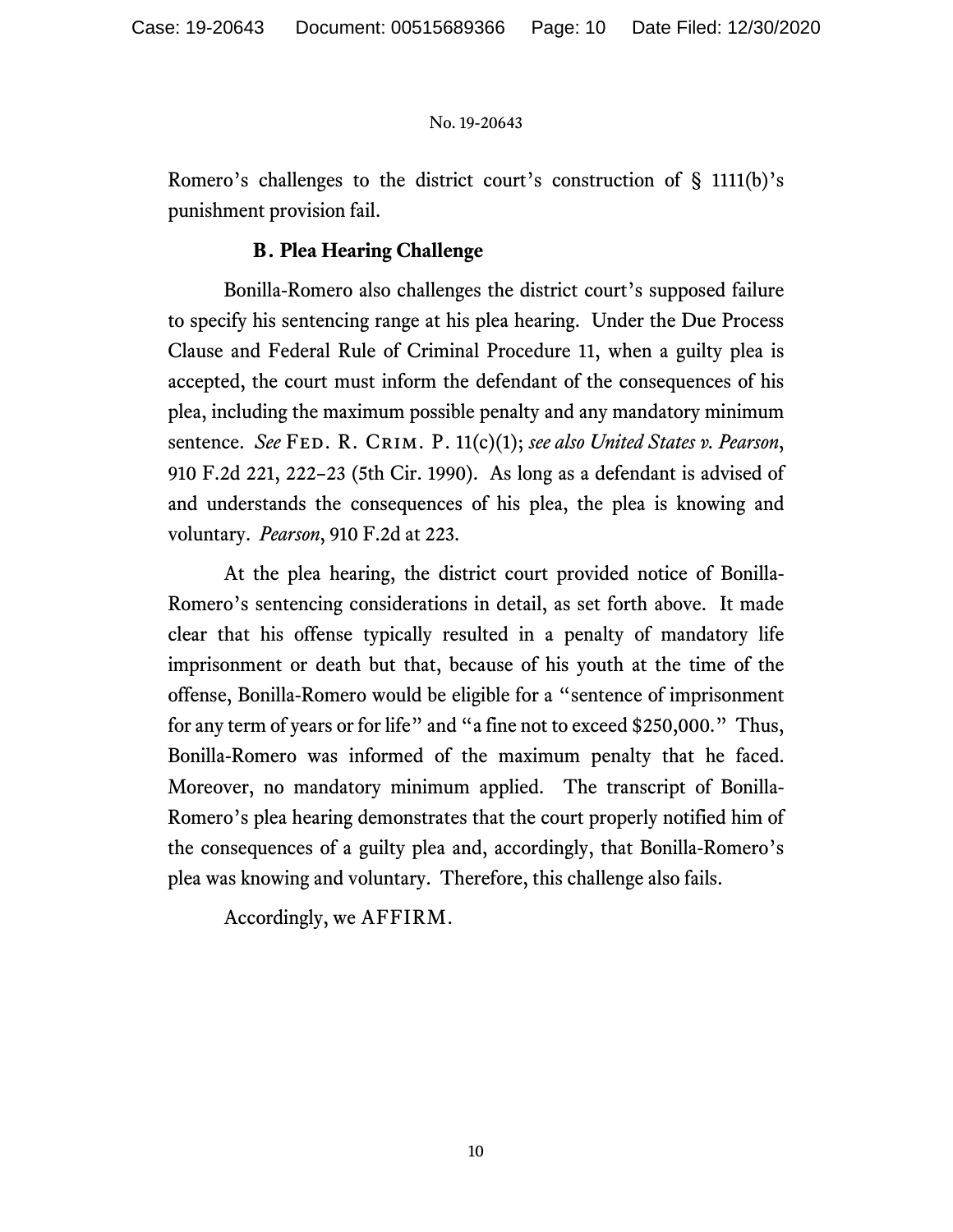Romero's challenges to the district court's construction of § 1111(b)'s punishment provision fail.

### B. Plea Hearing Challenge

Bonilla-Romero also challenges the district court's supposed failure to specify his sentencing range at his plea hearing. Under the Due Process Clause and Federal Rule of Criminal Procedure 11, when a guilty plea is accepted, the court must inform the defendant of the consequences of his plea, including the maximum possible penalty and any mandatory minimum sentence. *See* FED. R. CRIM. P. 11(c)(1); *see also United States v. Pearson*, 910 F.2d 221, 222–23 (5th Cir. 1990). As long as a defendant is advised of and understands the consequences of his plea, the plea is knowing and voluntary. *Pearson*, 910 F.2d at 223.

At the plea hearing, the district court provided notice of Bonilla-Romero's sentencing considerations in detail, as set forth above. It made clear that his offense typically resulted in a penalty of mandatory life imprisonment or death but that, because of his youth at the time of the offense, Bonilla-Romero would be eligible for a "sentence of imprisonment for any term of years or for life" and "a fine not to exceed $250,000." Thus, Bonilla-Romero was informed of the maximum penalty that he faced. Moreover, no mandatory minimum applied. The transcript of Bonilla-Romero's plea hearing demonstrates that the court properly notified him of the consequences of a guilty plea and, accordingly, that Bonilla-Romero's plea was knowing and voluntary. Therefore, this challenge also fails.

Accordingly, we AFFIRM.